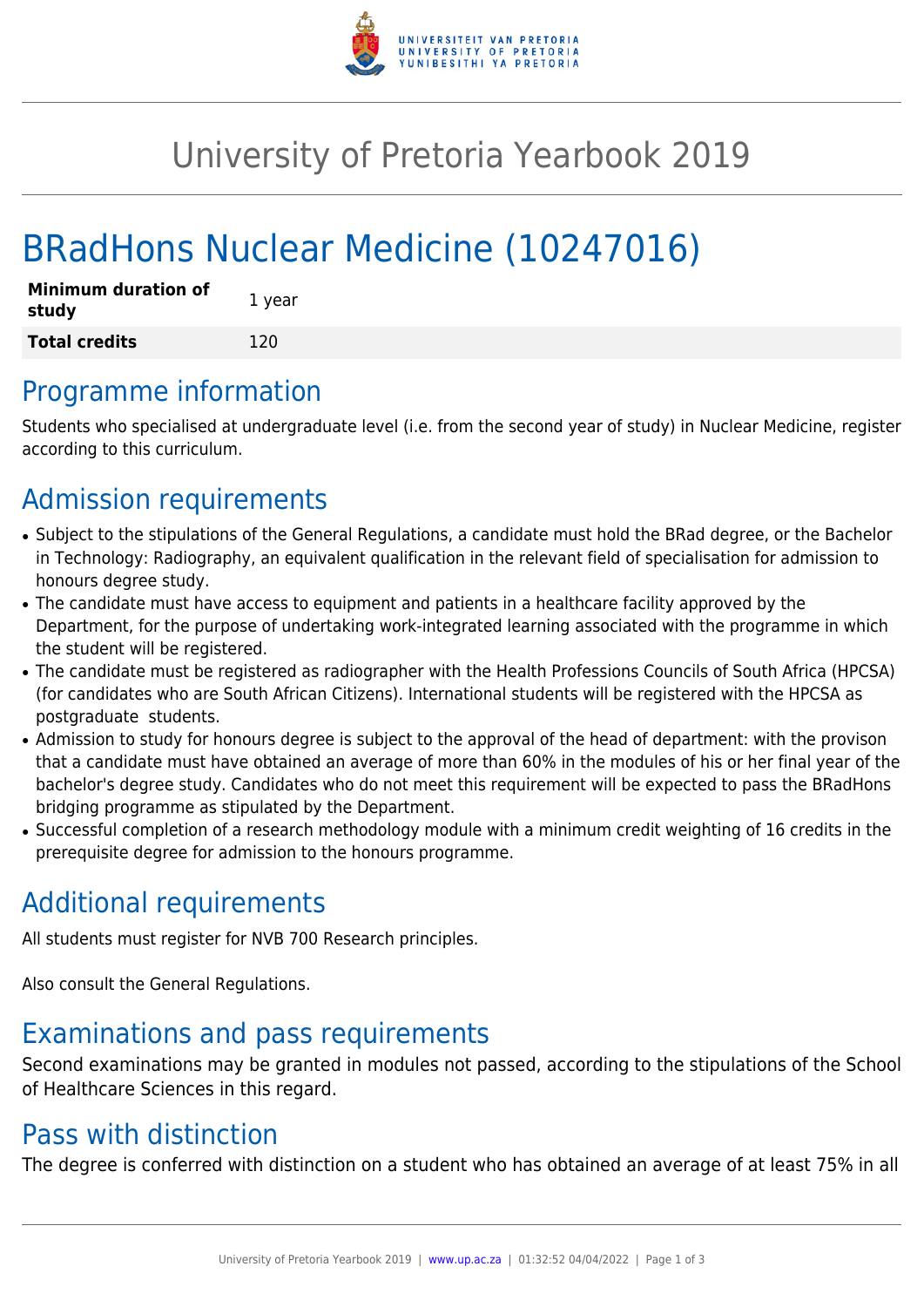# University of Pretoria Yearbook 2019

# BRadHons Nuclear Medicine (10247016)

| **Minimum duration of study** | 1 year |
|---|---|
| **Total credits** | 120 |

## Programme information

Students who specialised at undergraduate level (i.e. from the second year of study) in Nuclear Medicine, register according to this curriculum.

## Admission requirements

- Subject to the stipulations of the General Regulations, a candidate must hold the BRad degree, or the Bachelor in Technology: Radiography, an equivalent qualification in the relevant field of specialisation for admission to honours degree study.
- The candidate must have access to equipment and patients in a healthcare facility approved by the Department, for the purpose of undertaking work-integrated learning associated with the programme in which the student will be registered.
- The candidate must be registered as radiographer with the Health Professions Councils of South Africa (HPCSA) (for candidates who are South African Citizens). International students will be registered with the HPCSA as postgraduate students.
- Admission to study for honours degree is subject to the approval of the head of department: with the provison that a candidate must have obtained an average of more than 60% in the modules of his or her final year of the bachelor's degree study. Candidates who do not meet this requirement will be expected to pass the BRadHons bridging programme as stipulated by the Department.
- Successful completion of a research methodology module with a minimum credit weighting of 16 credits in the prerequisite degree for admission to the honours programme.

## Additional requirements

All students must register for NVB 700 Research principles.

Also consult the General Regulations.

## Examinations and pass requirements

Second examinations may be granted in modules not passed, according to the stipulations of the School of Healthcare Sciences in this regard.

## Pass with distinction

The degree is conferred with distinction on a student who has obtained an average of at least 75% in all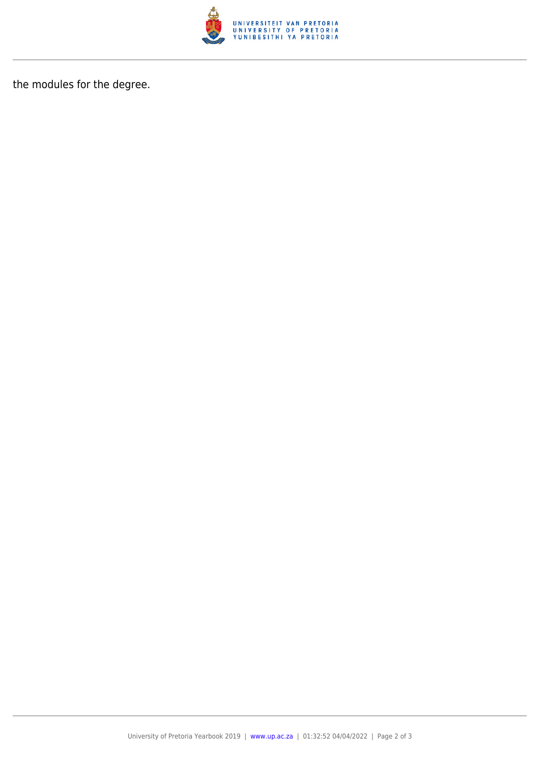the modules for the degree.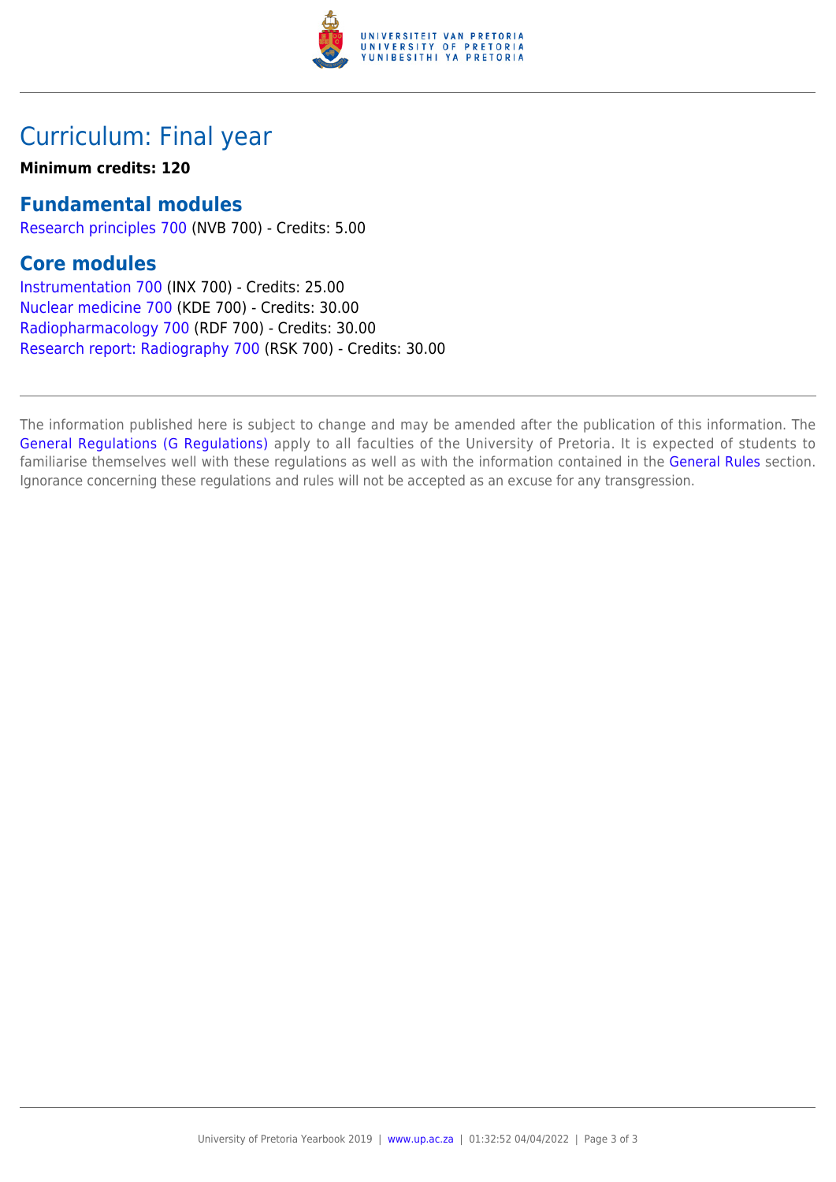# Curriculum: Final year

**Minimum credits: 120**

## Fundamental modules

Research principles 700 (NVB 700) - Credits: 5.00

## Core modules

Instrumentation 700 (INX 700) - Credits: 25.00
Nuclear medicine 700 (KDE 700) - Credits: 30.00
Radiopharmacology 700 (RDF 700) - Credits: 30.00
Research report: Radiography 700 (RSK 700) - Credits: 30.00

The information published here is subject to change and may be amended after the publication of this information. The General Regulations (G Regulations) apply to all faculties of the University of Pretoria. It is expected of students to familiarise themselves well with these regulations as well as with the information contained in the General Rules section. Ignorance concerning these regulations and rules will not be accepted as an excuse for any transgression.